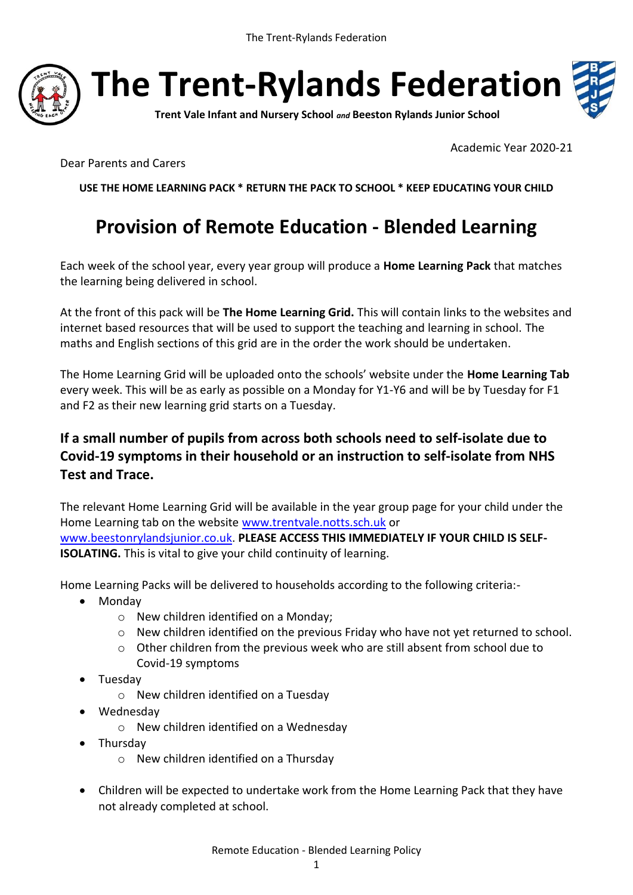# The Trent-Rylands Federation

**Trent Vale Infant and Nursery School *and* Beeston Rylands Junior School**

Academic Year 2020-21

Dear Parents and Carers

**USE THE HOME LEARNING PACK * RETURN THE PACK TO SCHOOL * KEEP EDUCATING YOUR CHILD**

## Provision of Remote Education - Blended Learning

Each week of the school year, every year group will produce a **Home Learning Pack** that matches the learning being delivered in school.

At the front of this pack will be **The Home Learning Grid.** This will contain links to the websites and internet based resources that will be used to support the teaching and learning in school. The maths and English sections of this grid are in the order the work should be undertaken.

The Home Learning Grid will be uploaded onto the schools' website under the **Home Learning Tab** every week. This will be as early as possible on a Monday for Y1-Y6 and will be by Tuesday for F1 and F2 as their new learning grid starts on a Tuesday.

### If a small number of pupils from across both schools need to self-isolate due to Covid-19 symptoms in their household or an instruction to self-isolate from NHS Test and Trace.

The relevant Home Learning Grid will be available in the year group page for your child under the Home Learning tab on the website www.trentvale.notts.sch.uk or www.beestonrylandsjunior.co.uk. **PLEASE ACCESS THIS IMMEDIATELY IF YOUR CHILD IS SELF-ISOLATING.** This is vital to give your child continuity of learning.

Home Learning Packs will be delivered to households according to the following criteria:-

- Monday
    - New children identified on a Monday;
    - New children identified on the previous Friday who have not yet returned to school.
    - Other children from the previous week who are still absent from school due to Covid-19 symptoms
- Tuesday
    - New children identified on a Tuesday
- Wednesday
    - New children identified on a Wednesday
- Thursday
    - New children identified on a Thursday

- Children will be expected to undertake work from the Home Learning Pack that they have not already completed at school.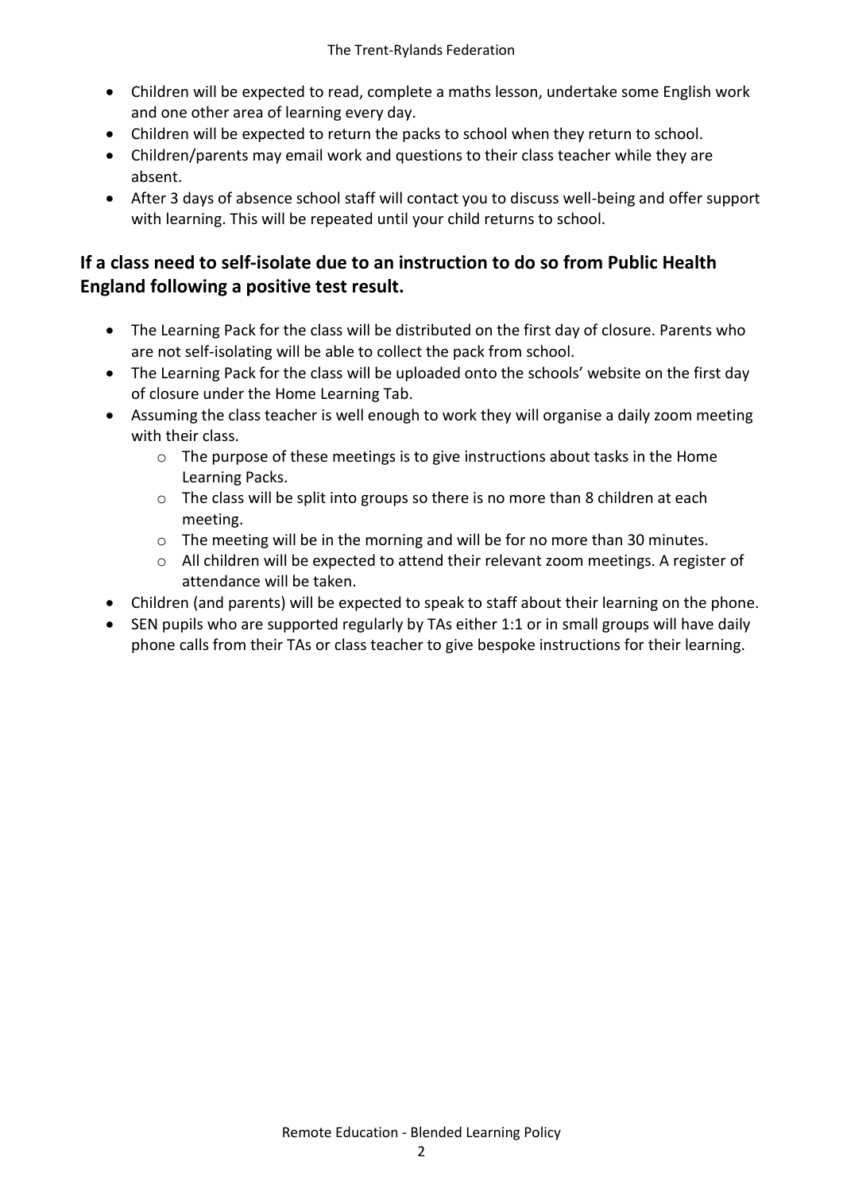- Children will be expected to read, complete a maths lesson, undertake some English work and one other area of learning every day.
- Children will be expected to return the packs to school when they return to school.
- Children/parents may email work and questions to their class teacher while they are absent.
- After 3 days of absence school staff will contact you to discuss well-being and offer support with learning. This will be repeated until your child returns to school.

## If a class need to self-isolate due to an instruction to do so from Public Health England following a positive test result.

- The Learning Pack for the class will be distributed on the first day of closure. Parents who are not self-isolating will be able to collect the pack from school.
- The Learning Pack for the class will be uploaded onto the schools' website on the first day of closure under the Home Learning Tab.
- Assuming the class teacher is well enough to work they will organise a daily zoom meeting with their class.
  - The purpose of these meetings is to give instructions about tasks in the Home Learning Packs.
  - The class will be split into groups so there is no more than 8 children at each meeting.
  - The meeting will be in the morning and will be for no more than 30 minutes.
  - All children will be expected to attend their relevant zoom meetings. A register of attendance will be taken.
- Children (and parents) will be expected to speak to staff about their learning on the phone.
- SEN pupils who are supported regularly by TAs either 1:1 or in small groups will have daily phone calls from their TAs or class teacher to give bespoke instructions for their learning.